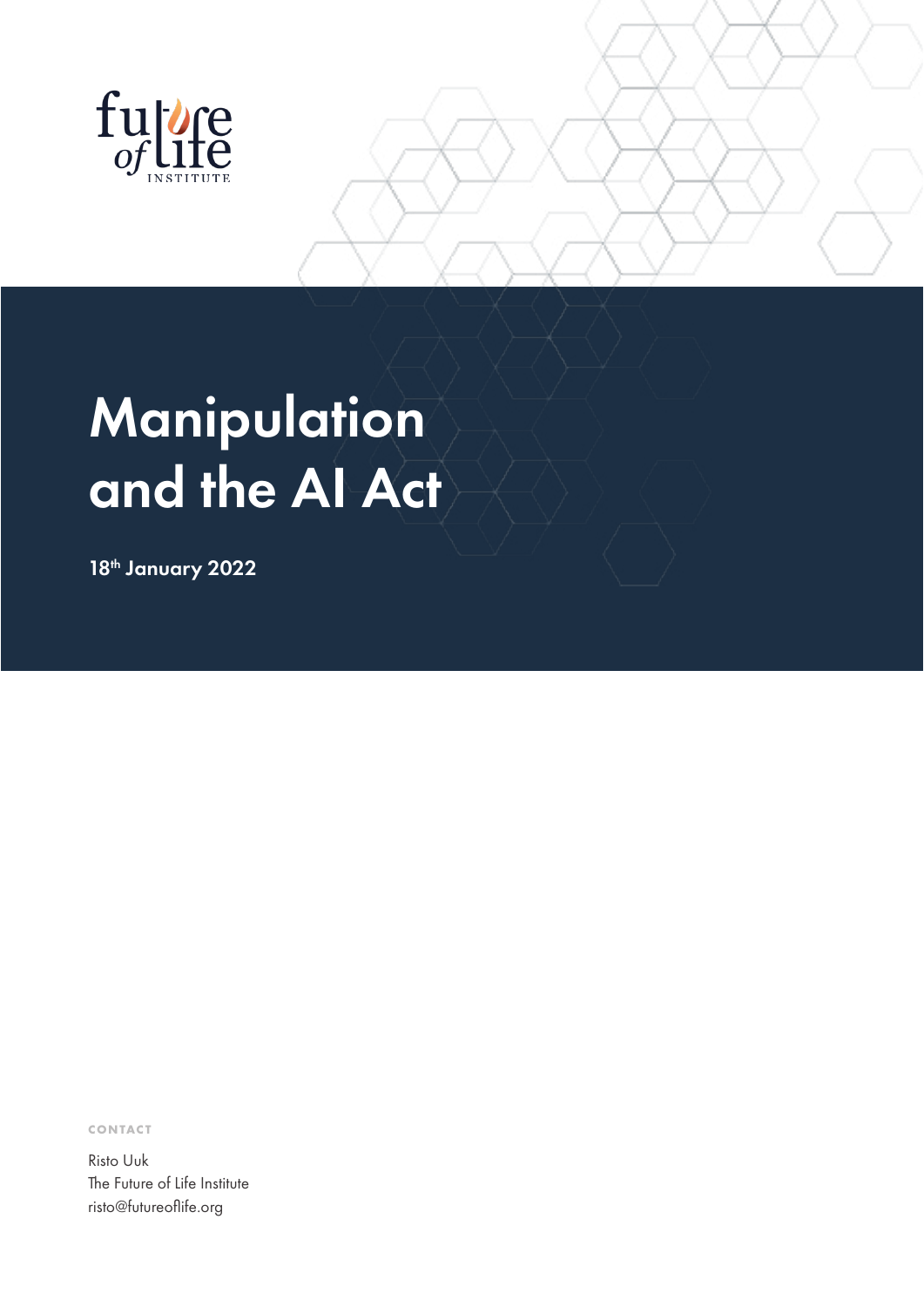# Manipulation and the AI Act

18th January 2022

**CONTACT**

Risto Uuk
The Future of Life Institute
risto@futureoflife.org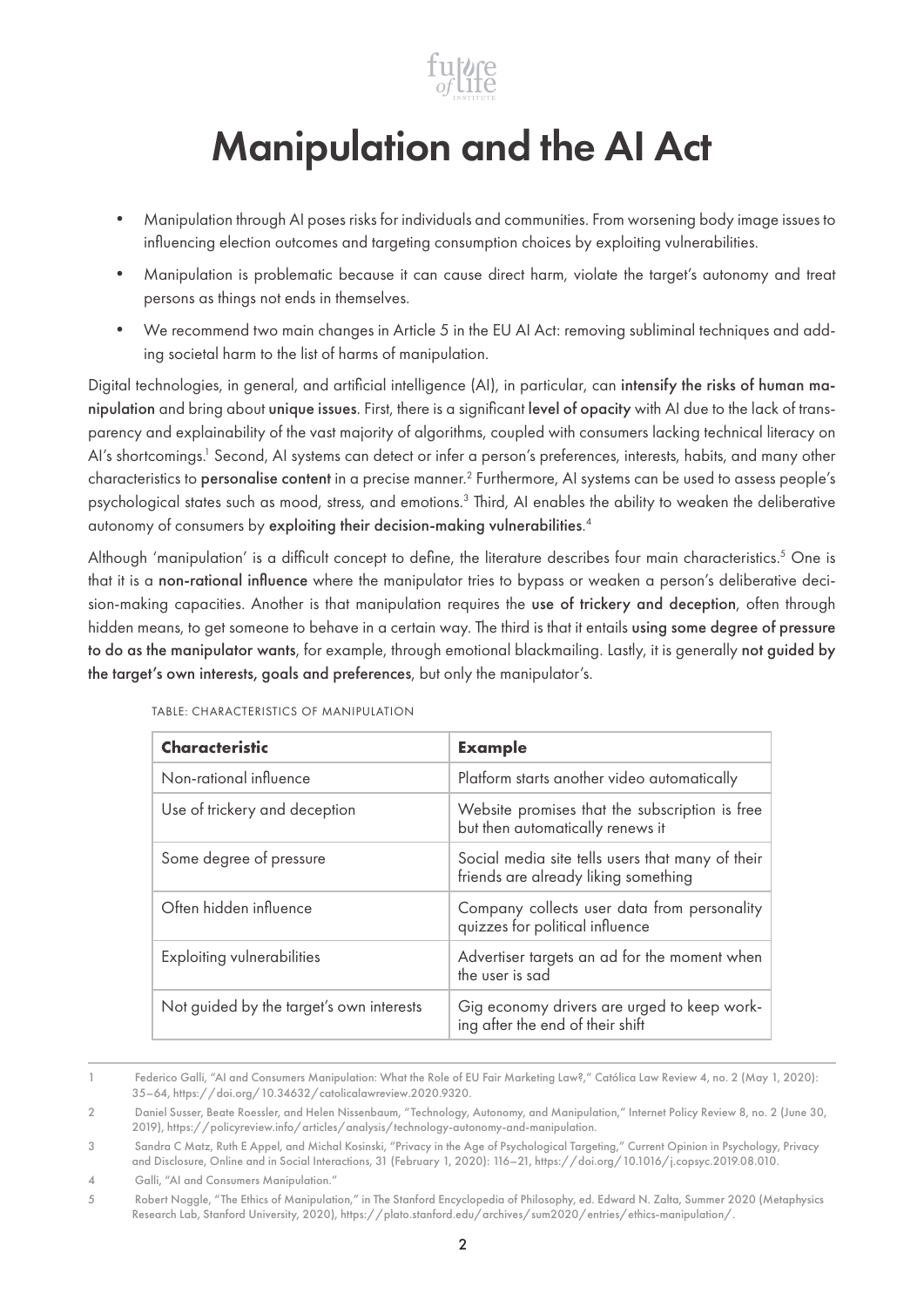# Manipulation and the AI Act

- Manipulation through AI poses risks for individuals and communities. From worsening body image issues to influencing election outcomes and targeting consumption choices by exploiting vulnerabilities.
- Manipulation is problematic because it can cause direct harm, violate the target's autonomy and treat persons as things not ends in themselves.
- We recommend two main changes in Article 5 in the EU AI Act: removing subliminal techniques and adding societal harm to the list of harms of manipulation.

Digital technologies, in general, and artificial intelligence (AI), in particular, can **intensify the risks of human manipulation** and bring about **unique issues**. First, there is a significant **level of opacity** with AI due to the lack of transparency and explainability of the vast majority of algorithms, coupled with consumers lacking technical literacy on AI's shortcomings.[1] Second, AI systems can detect or infer a person's preferences, interests, habits, and many other characteristics to **personalise content** in a precise manner.[2] Furthermore, AI systems can be used to assess people's psychological states such as mood, stress, and emotions.[3] Third, AI enables the ability to weaken the deliberative autonomy of consumers by **exploiting their decision-making vulnerabilities**.[4]

Although 'manipulation' is a difficult concept to define, the literature describes four main characteristics.[5] One is that it is a **non-rational influence** where the manipulator tries to bypass or weaken a person's deliberative decision-making capacities. Another is that manipulation requires the **use of trickery and deception**, often through hidden means, to get someone to behave in a certain way. The third is that it entails **using some degree of pressure to do as the manipulator wants**, for example, through emotional blackmailing. Lastly, it is generally **not guided by the target's own interests, goals and preferences**, but only the manipulator's.

TABLE: CHARACTERISTICS OF MANIPULATION

| **Characteristic** | **Example** |
| --- | --- |
| Non-rational influence | Platform starts another video automatically |
| Use of trickery and deception | Website promises that the subscription is free but then automatically renews it |
| Some degree of pressure | Social media site tells users that many of their friends are already liking something |
| Often hidden influence | Company collects user data from personality quizzes for political influence |
| Exploiting vulnerabilities | Advertiser targets an ad for the moment when the user is sad |
| Not guided by the target's own interests | Gig economy drivers are urged to keep working after the end of their shift |

---

1 Federico Galli, "AI and Consumers Manipulation: What the Role of EU Fair Marketing Law?," Católica Law Review 4, no. 2 (May 1, 2020): 35–64, https://doi.org/10.34632/catolicalawreview.2020.9320.

2 Daniel Susser, Beate Roessler, and Helen Nissenbaum, "Technology, Autonomy, and Manipulation," Internet Policy Review 8, no. 2 (June 30, 2019), https://policyreview.info/articles/analysis/technology-autonomy-and-manipulation.

3 Sandra C Matz, Ruth E Appel, and Michal Kosinski, "Privacy in the Age of Psychological Targeting," Current Opinion in Psychology, Privacy and Disclosure, Online and in Social Interactions, 31 (February 1, 2020): 116–21, https://doi.org/10.1016/j.copsyc.2019.08.010.

4 Galli, "AI and Consumers Manipulation."

5 Robert Noggle, "The Ethics of Manipulation," in The Stanford Encyclopedia of Philosophy, ed. Edward N. Zalta, Summer 2020 (Metaphysics Research Lab, Stanford University, 2020), https://plato.stanford.edu/archives/sum2020/entries/ethics-manipulation/.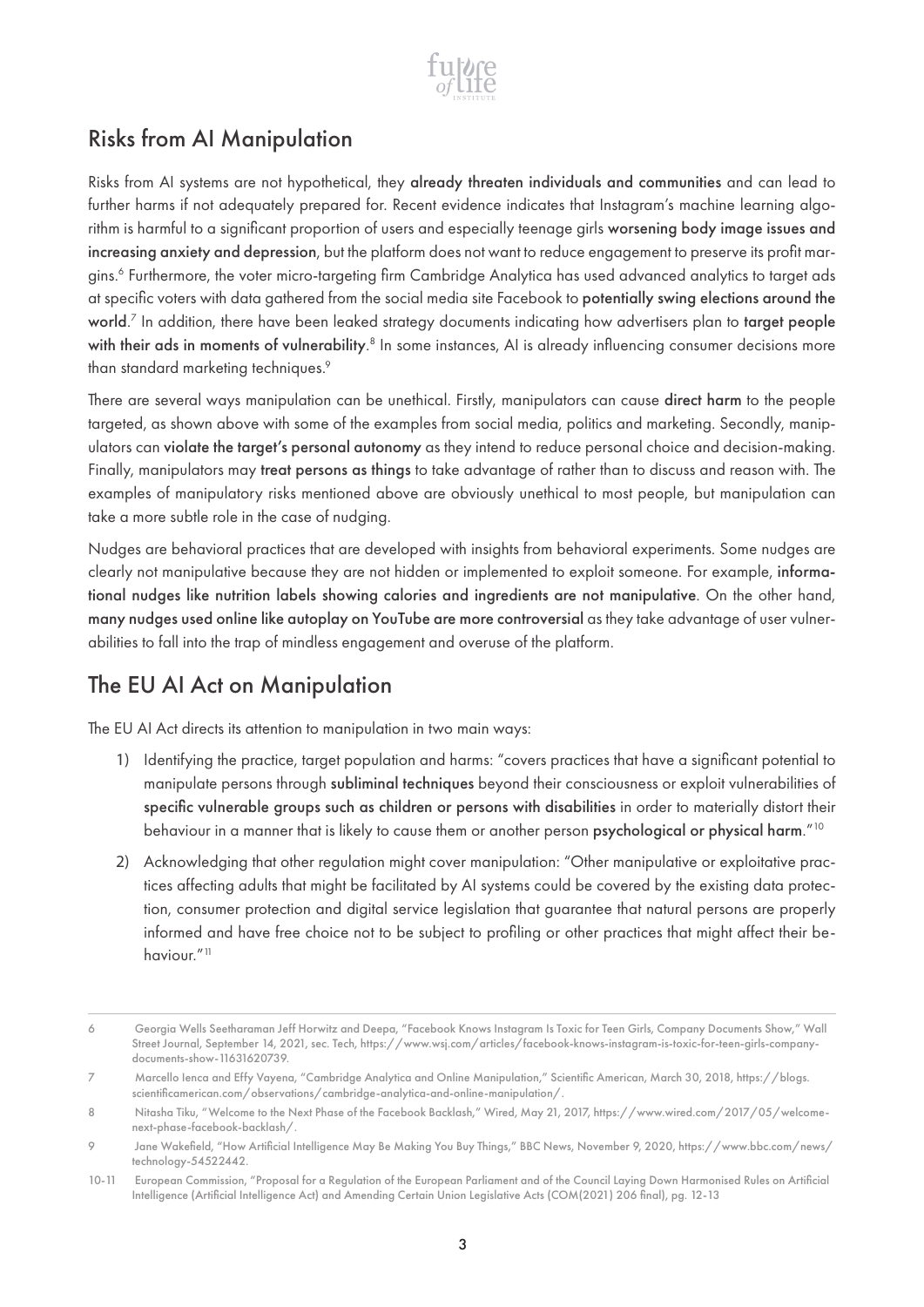## Risks from AI Manipulation

Risks from AI systems are not hypothetical, they **already threaten individuals and communities** and can lead to further harms if not adequately prepared for. Recent evidence indicates that Instagram's machine learning algorithm is harmful to a significant proportion of users and especially teenage girls **worsening body image issues and increasing anxiety and depression**, but the platform does not want to reduce engagement to preserve its profit margins.[6] Furthermore, the voter micro-targeting firm Cambridge Analytica has used advanced analytics to target ads at specific voters with data gathered from the social media site Facebook to **potentially swing elections around the world**.[7] In addition, there have been leaked strategy documents indicating how advertisers plan to **target people with their ads in moments of vulnerability**.[8] In some instances, AI is already influencing consumer decisions more than standard marketing techniques.[9]

There are several ways manipulation can be unethical. Firstly, manipulators can cause **direct harm** to the people targeted, as shown above with some of the examples from social media, politics and marketing. Secondly, manipulators can **violate the target's personal autonomy** as they intend to reduce personal choice and decision-making. Finally, manipulators may **treat persons as things** to take advantage of rather than to discuss and reason with. The examples of manipulatory risks mentioned above are obviously unethical to most people, but manipulation can take a more subtle role in the case of nudging.

Nudges are behavioral practices that are developed with insights from behavioral experiments. Some nudges are clearly not manipulative because they are not hidden or implemented to exploit someone. For example, **informational nudges like nutrition labels showing calories and ingredients are not manipulative**. On the other hand, **many nudges used online like autoplay on YouTube are more controversial** as they take advantage of user vulnerabilities to fall into the trap of mindless engagement and overuse of the platform.

## The EU AI Act on Manipulation

The EU AI Act directs its attention to manipulation in two main ways:

1) Identifying the practice, target population and harms: "covers practices that have a significant potential to manipulate persons through **subliminal techniques** beyond their consciousness or exploit vulnerabilities of **specific vulnerable groups such as children or persons with disabilities** in order to materially distort their behaviour in a manner that is likely to cause them or another person **psychological or physical harm**."[10]

2) Acknowledging that other regulation might cover manipulation: "Other manipulative or exploitative practices affecting adults that might be facilitated by AI systems could be covered by the existing data protection, consumer protection and digital service legislation that guarantee that natural persons are properly informed and have free choice not to be subject to profiling or other practices that might affect their behaviour."[11]

---

6 Georgia Wells Seetharaman Jeff Horwitz and Deepa, "Facebook Knows Instagram Is Toxic for Teen Girls, Company Documents Show," Wall Street Journal, September 14, 2021, sec. Tech, https://www.wsj.com/articles/facebook-knows-instagram-is-toxic-for-teen-girls-company-documents-show-11631620739.

7 Marcello Ienca and Effy Vayena, "Cambridge Analytica and Online Manipulation," Scientific American, March 30, 2018, https://blogs.scientificamerican.com/observations/cambridge-analytica-and-online-manipulation/.

8 Nitasha Tiku, "Welcome to the Next Phase of the Facebook Backlash," Wired, May 21, 2017, https://www.wired.com/2017/05/welcome-next-phase-facebook-backlash/.

9 Jane Wakefield, "How Artificial Intelligence May Be Making You Buy Things," BBC News, November 9, 2020, https://www.bbc.com/news/technology-54522442.

10-11 European Commission, "Proposal for a Regulation of the European Parliament and of the Council Laying Down Harmonised Rules on Artificial Intelligence (Artificial Intelligence Act) and Amending Certain Union Legislative Acts (COM(2021) 206 final), pg. 12-13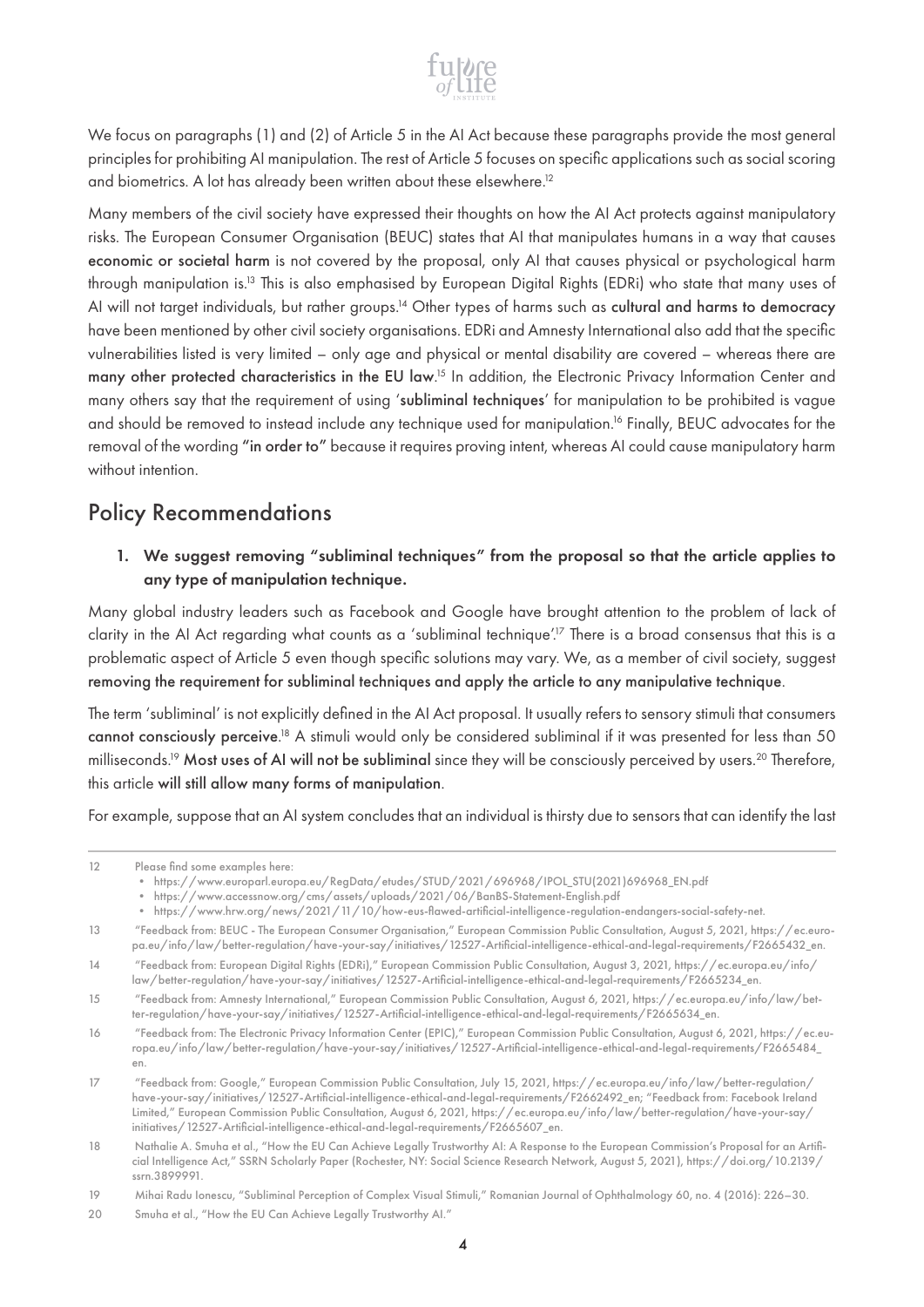We focus on paragraphs (1) and (2) of Article 5 in the AI Act because these paragraphs provide the most general principles for prohibiting AI manipulation. The rest of Article 5 focuses on specific applications such as social scoring and biometrics. A lot has already been written about these elsewhere.[12]

Many members of the civil society have expressed their thoughts on how the AI Act protects against manipulatory risks. The European Consumer Organisation (BEUC) states that AI that manipulates humans in a way that causes **economic or societal harm** is not covered by the proposal, only AI that causes physical or psychological harm through manipulation is.[13] This is also emphasised by European Digital Rights (EDRi) who state that many uses of AI will not target individuals, but rather groups.[14] Other types of harms such as **cultural and harms to democracy** have been mentioned by other civil society organisations. EDRi and Amnesty International also add that the specific vulnerabilities listed is very limited – only age and physical or mental disability are covered – whereas there are **many other protected characteristics in the EU law**.[15] In addition, the Electronic Privacy Information Center and many others say that the requirement of using '**subliminal techniques**' for manipulation to be prohibited is vague and should be removed to instead include any technique used for manipulation.[16] Finally, BEUC advocates for the removal of the wording **"in order to"** because it requires proving intent, whereas AI could cause manipulatory harm without intention.

## Policy Recommendations

1. **We suggest removing "subliminal techniques" from the proposal so that the article applies to any type of manipulation technique.**

Many global industry leaders such as Facebook and Google have brought attention to the problem of lack of clarity in the AI Act regarding what counts as a 'subliminal technique'.[17] There is a broad consensus that this is a problematic aspect of Article 5 even though specific solutions may vary. We, as a member of civil society, suggest **removing the requirement for subliminal techniques and apply the article to any manipulative technique**.

The term 'subliminal' is not explicitly defined in the AI Act proposal. It usually refers to sensory stimuli that consumers **cannot consciously perceive**.[18] A stimuli would only be considered subliminal if it was presented for less than 50 milliseconds.[19] **Most uses of AI will not be subliminal** since they will be consciously perceived by users.[20] Therefore, this article **will still allow many forms of manipulation**.

For example, suppose that an AI system concludes that an individual is thirsty due to sensors that can identify the last

---

12 Please find some examples here:
- https://www.europarl.europa.eu/RegData/etudes/STUD/2021/696968/IPOL_STU(2021)696968_EN.pdf
- https://www.accessnow.org/cms/assets/uploads/2021/06/BanBS-Statement-English.pdf
- https://www.hrw.org/news/2021/11/10/how-eus-flawed-artificial-intelligence-regulation-endangers-social-safety-net.

13 "Feedback from: BEUC - The European Consumer Organisation," European Commission Public Consultation, August 5, 2021, https://ec.europa.eu/info/law/better-regulation/have-your-say/initiatives/12527-Artificial-intelligence-ethical-and-legal-requirements/F2665432_en.

14 "Feedback from: European Digital Rights (EDRi)," European Commission Public Consultation, August 3, 2021, https://ec.europa.eu/info/law/better-regulation/have-your-say/initiatives/12527-Artificial-intelligence-ethical-and-legal-requirements/F2665234_en.

15 "Feedback from: Amnesty International," European Commission Public Consultation, August 6, 2021, https://ec.europa.eu/info/law/better-regulation/have-your-say/initiatives/12527-Artificial-intelligence-ethical-and-legal-requirements/F2665634_en.

16 "Feedback from: The Electronic Privacy Information Center (EPIC)," European Commission Public Consultation, August 6, 2021, https://ec.europa.eu/info/law/better-regulation/have-your-say/initiatives/12527-Artificial-intelligence-ethical-and-legal-requirements/F2665484_en.

17 "Feedback from: Google," European Commission Public Consultation, July 15, 2021, https://ec.europa.eu/info/law/better-regulation/have-your-say/initiatives/12527-Artificial-intelligence-ethical-and-legal-requirements/F2662492_en; "Feedback from: Facebook Ireland Limited," European Commission Public Consultation, August 6, 2021, https://ec.europa.eu/info/law/better-regulation/have-your-say/initiatives/12527-Artificial-intelligence-ethical-and-legal-requirements/F2665607_en.

18 Nathalie A. Smuha et al., "How the EU Can Achieve Legally Trustworthy AI: A Response to the European Commission's Proposal for an Artificial Intelligence Act," SSRN Scholarly Paper (Rochester, NY: Social Science Research Network, August 5, 2021), https://doi.org/10.2139/ssrn.3899991.

19 Mihai Radu Ionescu, "Subliminal Perception of Complex Visual Stimuli," Romanian Journal of Ophthalmology 60, no. 4 (2016): 226–30.

20 Smuha et al., "How the EU Can Achieve Legally Trustworthy AI."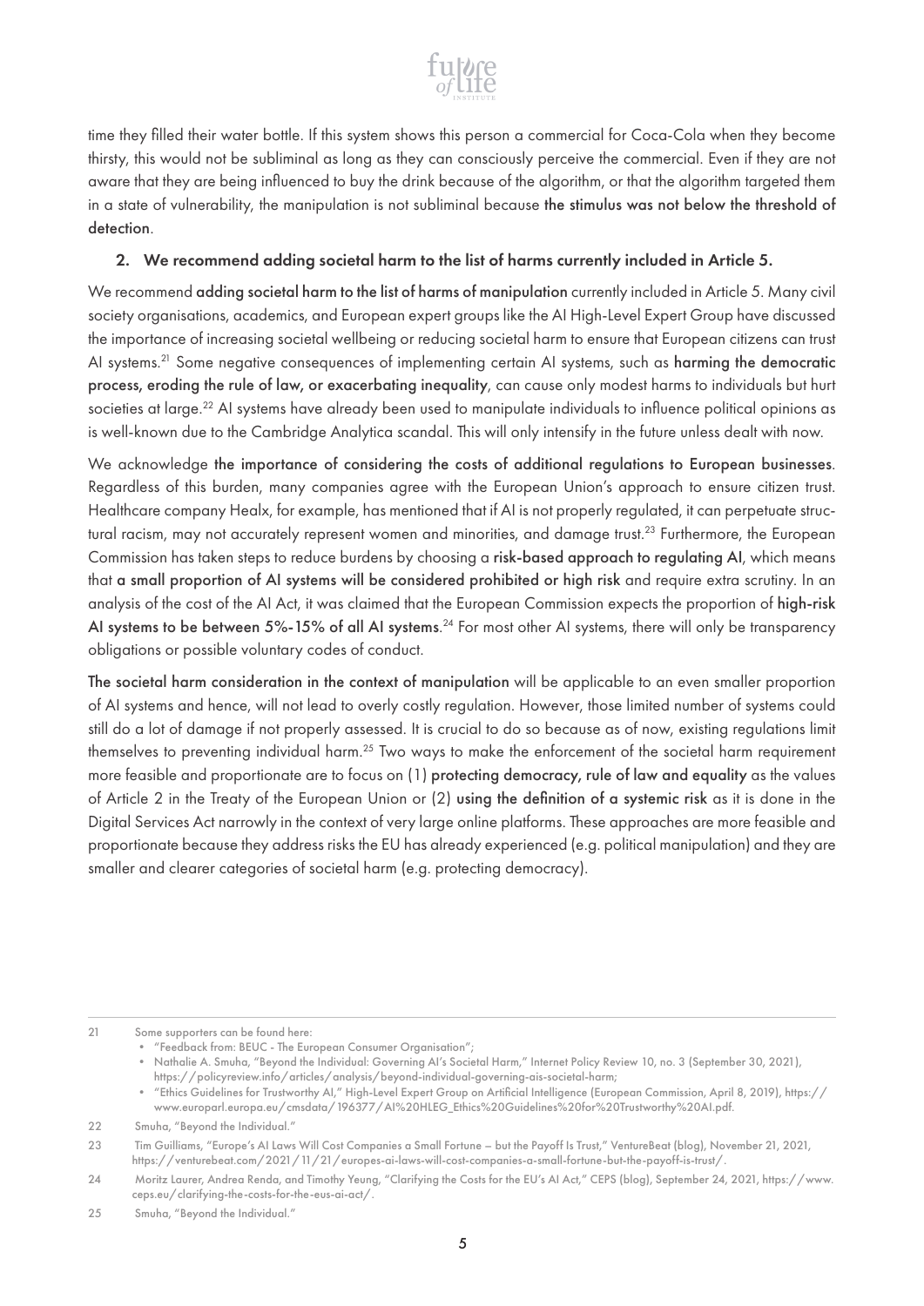time they filled their water bottle. If this system shows this person a commercial for Coca-Cola when they become thirsty, this would not be subliminal as long as they can consciously perceive the commercial. Even if they are not aware that they are being influenced to buy the drink because of the algorithm, or that the algorithm targeted them in a state of vulnerability, the manipulation is not subliminal because **the stimulus was not below the threshold of detection**.

2. **We recommend adding societal harm to the list of harms currently included in Article 5.**

We recommend **adding societal harm to the list of harms of manipulation** currently included in Article 5. Many civil society organisations, academics, and European expert groups like the AI High-Level Expert Group have discussed the importance of increasing societal wellbeing or reducing societal harm to ensure that European citizens can trust AI systems.[21] Some negative consequences of implementing certain AI systems, such as **harming the democratic process, eroding the rule of law, or exacerbating inequality**, can cause only modest harms to individuals but hurt societies at large.[22] AI systems have already been used to manipulate individuals to influence political opinions as is well-known due to the Cambridge Analytica scandal. This will only intensify in the future unless dealt with now.

We acknowledge **the importance of considering the costs of additional regulations to European businesses**. Regardless of this burden, many companies agree with the European Union's approach to ensure citizen trust. Healthcare company Healx, for example, has mentioned that if AI is not properly regulated, it can perpetuate structural racism, may not accurately represent women and minorities, and damage trust.[23] Furthermore, the European Commission has taken steps to reduce burdens by choosing a **risk-based approach to regulating AI**, which means that **a small proportion of AI systems will be considered prohibited or high risk** and require extra scrutiny. In an analysis of the cost of the AI Act, it was claimed that the European Commission expects the proportion of **high-risk AI systems to be between 5%-15% of all AI systems**.[24] For most other AI systems, there will only be transparency obligations or possible voluntary codes of conduct.

**The societal harm consideration in the context of manipulation** will be applicable to an even smaller proportion of AI systems and hence, will not lead to overly costly regulation. However, those limited number of systems could still do a lot of damage if not properly assessed. It is crucial to do so because as of now, existing regulations limit themselves to preventing individual harm.[25] Two ways to make the enforcement of the societal harm requirement more feasible and proportionate are to focus on (1) **protecting democracy, rule of law and equality** as the values of Article 2 in the Treaty of the European Union or (2) **using the definition of a systemic risk** as it is done in the Digital Services Act narrowly in the context of very large online platforms. These approaches are more feasible and proportionate because they address risks the EU has already experienced (e.g. political manipulation) and they are smaller and clearer categories of societal harm (e.g. protecting democracy).

---

21 Some supporters can be found here:
- "Feedback from: BEUC - The European Consumer Organisation";
- Nathalie A. Smuha, "Beyond the Individual: Governing AI's Societal Harm," Internet Policy Review 10, no. 3 (September 30, 2021), https://policyreview.info/articles/analysis/beyond-individual-governing-ais-societal-harm;
- "Ethics Guidelines for Trustworthy AI," High-Level Expert Group on Artificial Intelligence (European Commission, April 8, 2019), https://www.europarl.europa.eu/cmsdata/196377/AI%20HLEG_Ethics%20Guidelines%20for%20Trustworthy%20AI.pdf.

22 Smuha, "Beyond the Individual."

23 Tim Guilliams, "Europe's AI Laws Will Cost Companies a Small Fortune – but the Payoff Is Trust," VentureBeat (blog), November 21, 2021, https://venturebeat.com/2021/11/21/europes-ai-laws-will-cost-companies-a-small-fortune-but-the-payoff-is-trust/.

24 Moritz Laurer, Andrea Renda, and Timothy Yeung, "Clarifying the Costs for the EU's AI Act," CEPS (blog), September 24, 2021, https://www.ceps.eu/clarifying-the-costs-for-the-eus-ai-act/.

25 Smuha, "Beyond the Individual."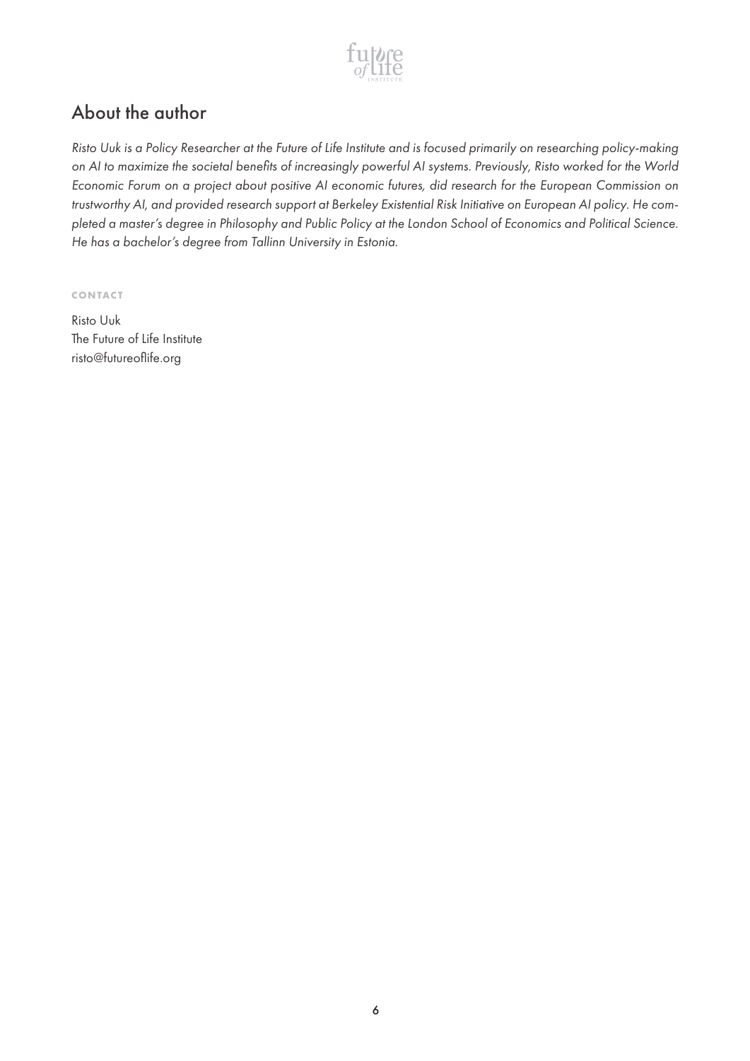## About the author

*Risto Uuk is a Policy Researcher at the Future of Life Institute and is focused primarily on researching policy-making on AI to maximize the societal benefits of increasingly powerful AI systems. Previously, Risto worked for the World Economic Forum on a project about positive AI economic futures, did research for the European Commission on trustworthy AI, and provided research support at Berkeley Existential Risk Initiative on European AI policy. He completed a master's degree in Philosophy and Public Policy at the London School of Economics and Political Science. He has a bachelor's degree from Tallinn University in Estonia.*

**CONTACT**

Risto Uuk
The Future of Life Institute
risto@futureoflife.org